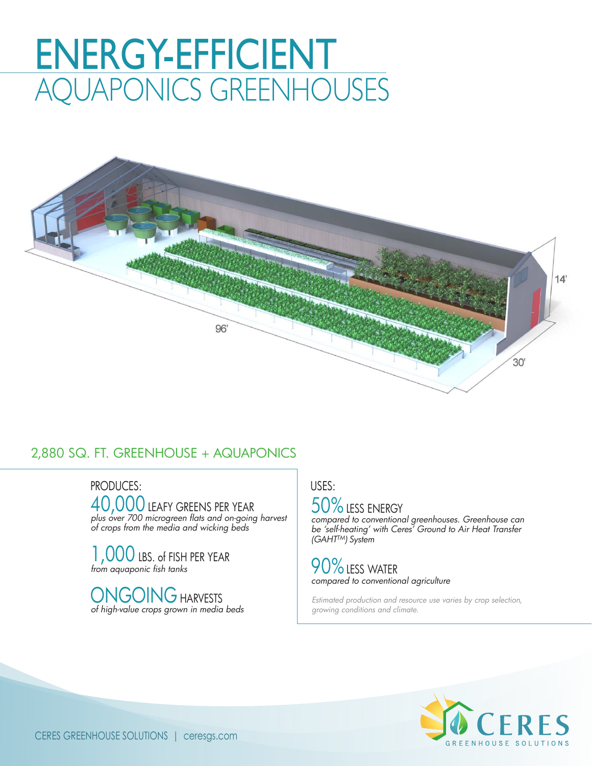# ENERGY-EFFICIENT AQUAPONICS GREENHOUSES

## 2,880 SQ. FT. GREENHOUSE + AQUAPONICS

### PRODUCES:

**40,000** LEAFY GREENS PER YEAR
*plus over 700 microgreen flats and on-going harvest of crops from the media and wicking beds*

**1,000** LBS. of FISH PER YEAR
*from aquaponic fish tanks*

**ONGOING** HARVESTS
*of high-value crops grown in media beds*

### USES:

**50%** LESS ENERGY
*compared to conventional greenhouses. Greenhouse can be 'self-heating' with Ceres' Ground to Air Heat Transfer (GAHT™) System*

**90%** LESS WATER
*compared to conventional agriculture*

*Estimated production and resource use varies by crop selection, growing conditions and climate.*

CERES GREENHOUSE SOLUTIONS | ceresgs.com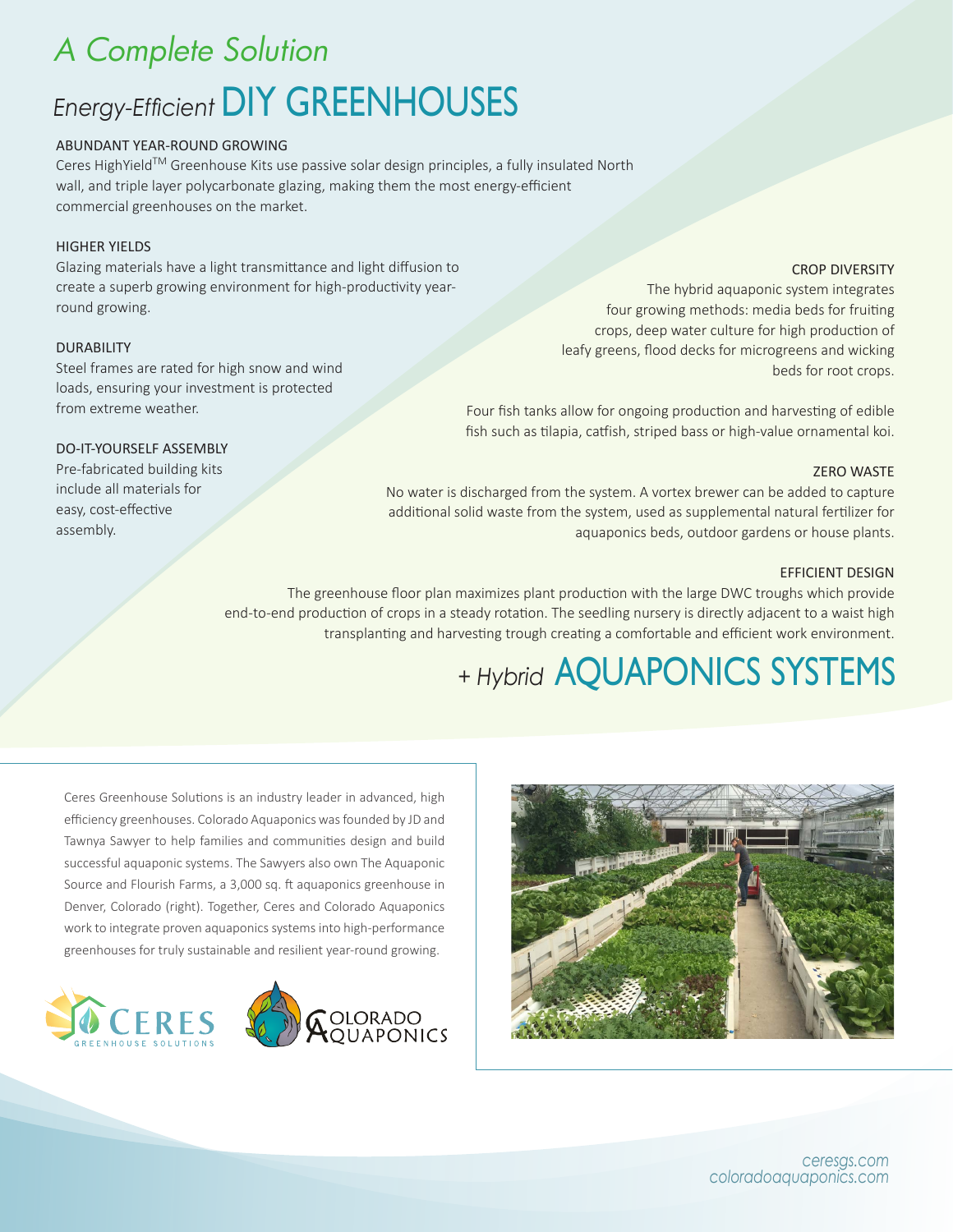# *A Complete Solution*

## *Energy-Efficient* DIY GREENHOUSES

### ABUNDANT YEAR-ROUND GROWING

Ceres HighYield™ Greenhouse Kits use passive solar design principles, a fully insulated North wall, and triple layer polycarbonate glazing, making them the most energy-efficient commercial greenhouses on the market.

### HIGHER YIELDS

Glazing materials have a light transmittance and light diffusion to create a superb growing environment for high-productivity year-round growing.

### DURABILITY

Steel frames are rated for high snow and wind loads, ensuring your investment is protected from extreme weather.

### DO-IT-YOURSELF ASSEMBLY

Pre-fabricated building kits include all materials for easy, cost-effective assembly.

### CROP DIVERSITY

The hybrid aquaponic system integrates four growing methods: media beds for fruiting crops, deep water culture for high production of leafy greens, flood decks for microgreens and wicking beds for root crops.

Four fish tanks allow for ongoing production and harvesting of edible fish such as tilapia, catfish, striped bass or high-value ornamental koi.

### ZERO WASTE

No water is discharged from the system. A vortex brewer can be added to capture additional solid waste from the system, used as supplemental natural fertilizer for aquaponics beds, outdoor gardens or house plants.

### EFFICIENT DESIGN

The greenhouse floor plan maximizes plant production with the large DWC troughs which provide end-to-end production of crops in a steady rotation. The seedling nursery is directly adjacent to a waist high transplanting and harvesting trough creating a comfortable and efficient work environment.

## *+ Hybrid* AQUAPONICS SYSTEMS

Ceres Greenhouse Solutions is an industry leader in advanced, high efficiency greenhouses. Colorado Aquaponics was founded by JD and Tawnya Sawyer to help families and communities design and build successful aquaponic systems. The Sawyers also own The Aquaponic Source and Flourish Farms, a 3,000 sq. ft aquaponics greenhouse in Denver, Colorado (right). Together, Ceres and Colorado Aquaponics work to integrate proven aquaponics systems into high-performance greenhouses for truly sustainable and resilient year-round growing.

CERES GREENHOUSE SOLUTIONS

COLORADO AQUAPONICS

ceresgs.com
coloradoaquaponics.com